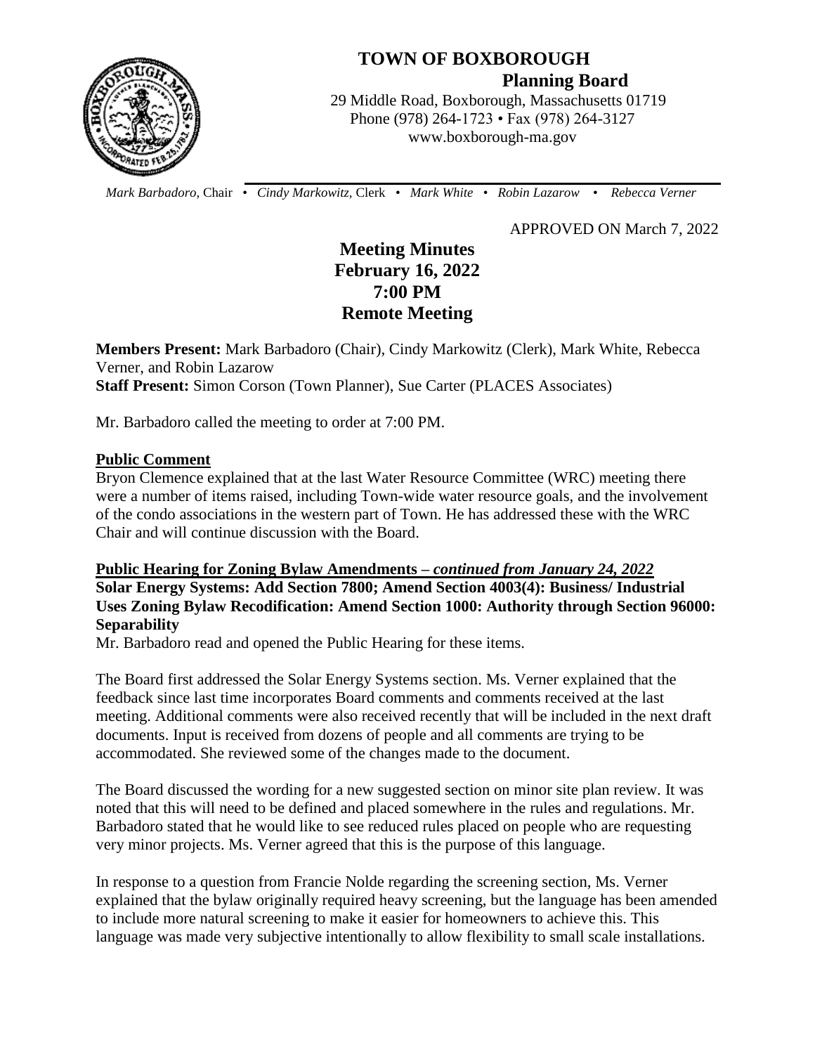# TOWN OF BOXBOROUGH

## Planning Board

29 Middle Road, Boxborough, Massachusetts 01719
Phone (978) 264-1723 • Fax (978) 264-3127
www.boxborough-ma.gov

*Mark Barbadoro,* Chair • *Cindy Markowitz,* Clerk • *Mark White* • *Robin Lazarow* • *Rebecca Verner*

APPROVED ON March 7, 2022

# Meeting Minutes
# February 16, 2022
# 7:00 PM
# Remote Meeting

**Members Present:** Mark Barbadoro (Chair), Cindy Markowitz (Clerk), Mark White, Rebecca Verner, and Robin Lazarow
**Staff Present:** Simon Corson (Town Planner), Sue Carter (PLACES Associates)

Mr. Barbadoro called the meeting to order at 7:00 PM.

**Public Comment**

Bryon Clemence explained that at the last Water Resource Committee (WRC) meeting there were a number of items raised, including Town-wide water resource goals, and the involvement of the condo associations in the western part of Town. He has addressed these with the WRC Chair and will continue discussion with the Board.

**Public Hearing for Zoning Bylaw Amendments –** ***continued from January 24, 2022***
**Solar Energy Systems: Add Section 7800; Amend Section 4003(4): Business/ Industrial Uses Zoning Bylaw Recodification: Amend Section 1000: Authority through Section 96000: Separability**

Mr. Barbadoro read and opened the Public Hearing for these items.

The Board first addressed the Solar Energy Systems section. Ms. Verner explained that the feedback since last time incorporates Board comments and comments received at the last meeting. Additional comments were also received recently that will be included in the next draft documents. Input is received from dozens of people and all comments are trying to be accommodated. She reviewed some of the changes made to the document.

The Board discussed the wording for a new suggested section on minor site plan review. It was noted that this will need to be defined and placed somewhere in the rules and regulations. Mr. Barbadoro stated that he would like to see reduced rules placed on people who are requesting very minor projects. Ms. Verner agreed that this is the purpose of this language.

In response to a question from Francie Nolde regarding the screening section, Ms. Verner explained that the bylaw originally required heavy screening, but the language has been amended to include more natural screening to make it easier for homeowners to achieve this. This language was made very subjective intentionally to allow flexibility to small scale installations.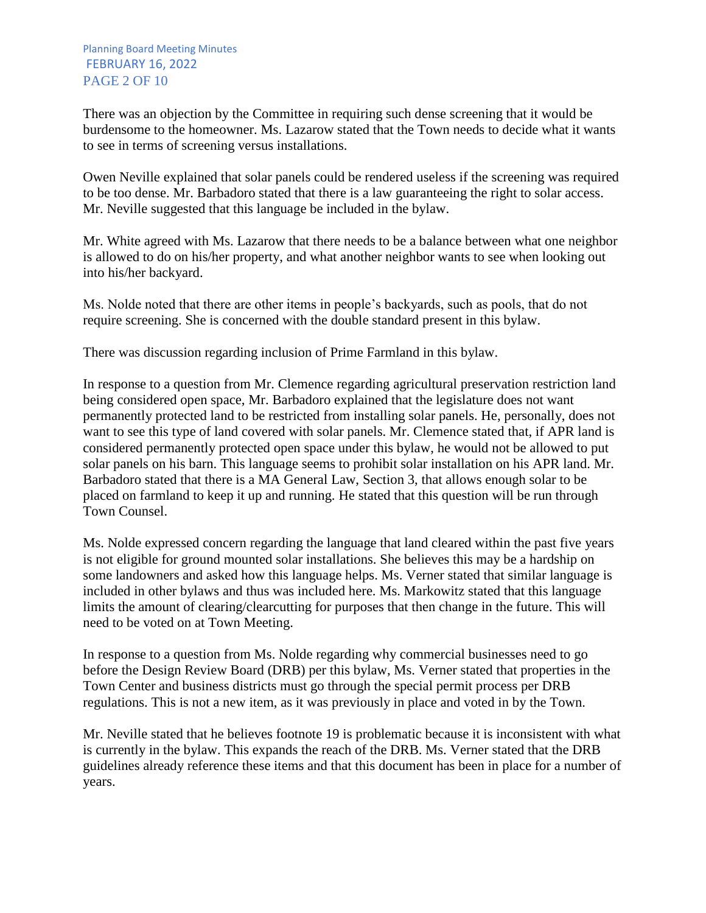There was an objection by the Committee in requiring such dense screening that it would be burdensome to the homeowner. Ms. Lazarow stated that the Town needs to decide what it wants to see in terms of screening versus installations.

Owen Neville explained that solar panels could be rendered useless if the screening was required to be too dense. Mr. Barbadoro stated that there is a law guaranteeing the right to solar access. Mr. Neville suggested that this language be included in the bylaw.

Mr. White agreed with Ms. Lazarow that there needs to be a balance between what one neighbor is allowed to do on his/her property, and what another neighbor wants to see when looking out into his/her backyard.

Ms. Nolde noted that there are other items in people's backyards, such as pools, that do not require screening. She is concerned with the double standard present in this bylaw.

There was discussion regarding inclusion of Prime Farmland in this bylaw.

In response to a question from Mr. Clemence regarding agricultural preservation restriction land being considered open space, Mr. Barbadoro explained that the legislature does not want permanently protected land to be restricted from installing solar panels. He, personally, does not want to see this type of land covered with solar panels. Mr. Clemence stated that, if APR land is considered permanently protected open space under this bylaw, he would not be allowed to put solar panels on his barn. This language seems to prohibit solar installation on his APR land. Mr. Barbadoro stated that there is a MA General Law, Section 3, that allows enough solar to be placed on farmland to keep it up and running. He stated that this question will be run through Town Counsel.

Ms. Nolde expressed concern regarding the language that land cleared within the past five years is not eligible for ground mounted solar installations. She believes this may be a hardship on some landowners and asked how this language helps. Ms. Verner stated that similar language is included in other bylaws and thus was included here. Ms. Markowitz stated that this language limits the amount of clearing/clearcutting for purposes that then change in the future. This will need to be voted on at Town Meeting.

In response to a question from Ms. Nolde regarding why commercial businesses need to go before the Design Review Board (DRB) per this bylaw, Ms. Verner stated that properties in the Town Center and business districts must go through the special permit process per DRB regulations. This is not a new item, as it was previously in place and voted in by the Town.

Mr. Neville stated that he believes footnote 19 is problematic because it is inconsistent with what is currently in the bylaw. This expands the reach of the DRB. Ms. Verner stated that the DRB guidelines already reference these items and that this document has been in place for a number of years.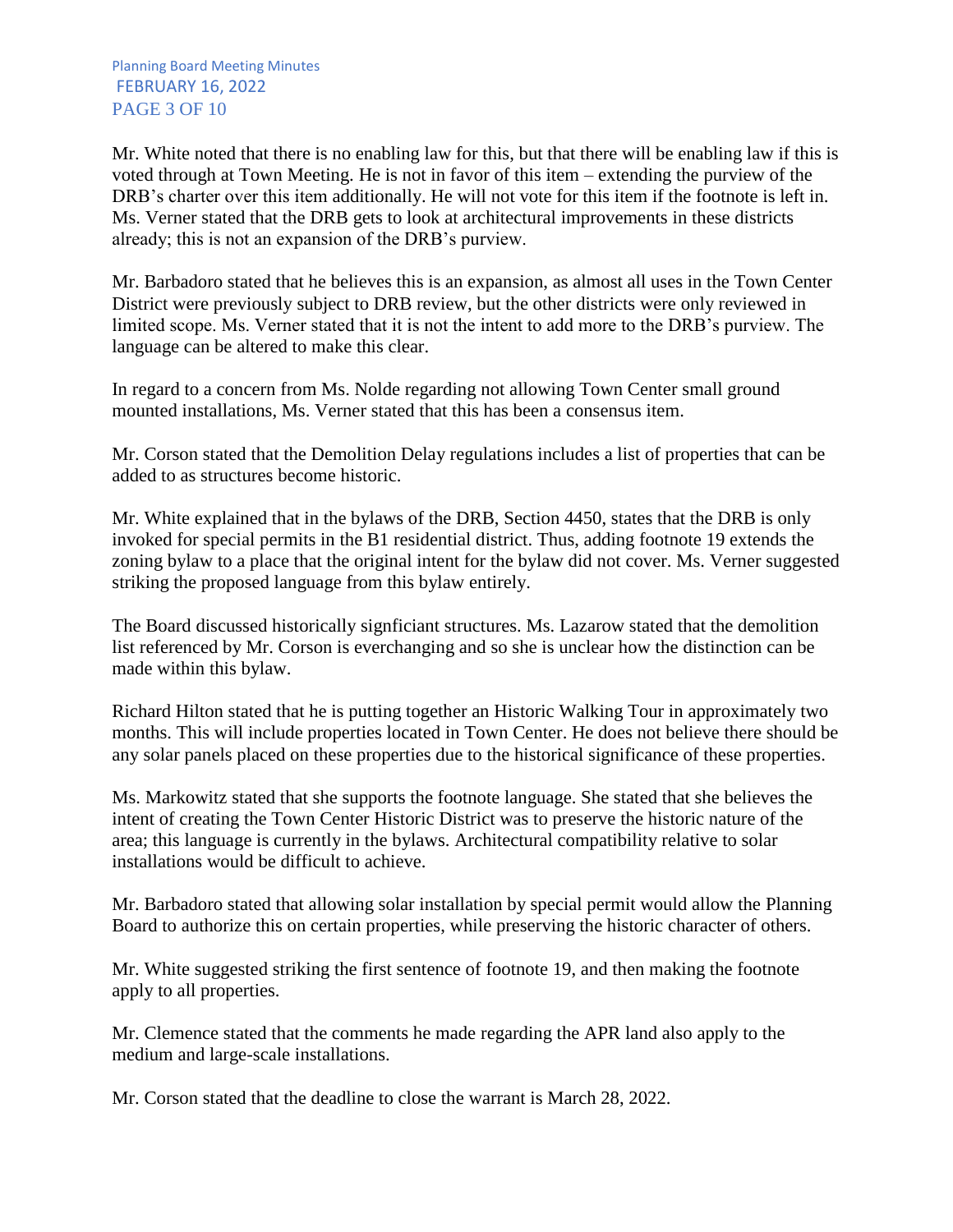Mr. White noted that there is no enabling law for this, but that there will be enabling law if this is voted through at Town Meeting. He is not in favor of this item – extending the purview of the DRB's charter over this item additionally. He will not vote for this item if the footnote is left in. Ms. Verner stated that the DRB gets to look at architectural improvements in these districts already; this is not an expansion of the DRB's purview.

Mr. Barbadoro stated that he believes this is an expansion, as almost all uses in the Town Center District were previously subject to DRB review, but the other districts were only reviewed in limited scope. Ms. Verner stated that it is not the intent to add more to the DRB's purview. The language can be altered to make this clear.

In regard to a concern from Ms. Nolde regarding not allowing Town Center small ground mounted installations, Ms. Verner stated that this has been a consensus item.

Mr. Corson stated that the Demolition Delay regulations includes a list of properties that can be added to as structures become historic.

Mr. White explained that in the bylaws of the DRB, Section 4450, states that the DRB is only invoked for special permits in the B1 residential district. Thus, adding footnote 19 extends the zoning bylaw to a place that the original intent for the bylaw did not cover. Ms. Verner suggested striking the proposed language from this bylaw entirely.

The Board discussed historically signficiant structures. Ms. Lazarow stated that the demolition list referenced by Mr. Corson is everchanging and so she is unclear how the distinction can be made within this bylaw.

Richard Hilton stated that he is putting together an Historic Walking Tour in approximately two months. This will include properties located in Town Center. He does not believe there should be any solar panels placed on these properties due to the historical significance of these properties.

Ms. Markowitz stated that she supports the footnote language. She stated that she believes the intent of creating the Town Center Historic District was to preserve the historic nature of the area; this language is currently in the bylaws. Architectural compatibility relative to solar installations would be difficult to achieve.

Mr. Barbadoro stated that allowing solar installation by special permit would allow the Planning Board to authorize this on certain properties, while preserving the historic character of others.

Mr. White suggested striking the first sentence of footnote 19, and then making the footnote apply to all properties.

Mr. Clemence stated that the comments he made regarding the APR land also apply to the medium and large-scale installations.

Mr. Corson stated that the deadline to close the warrant is March 28, 2022.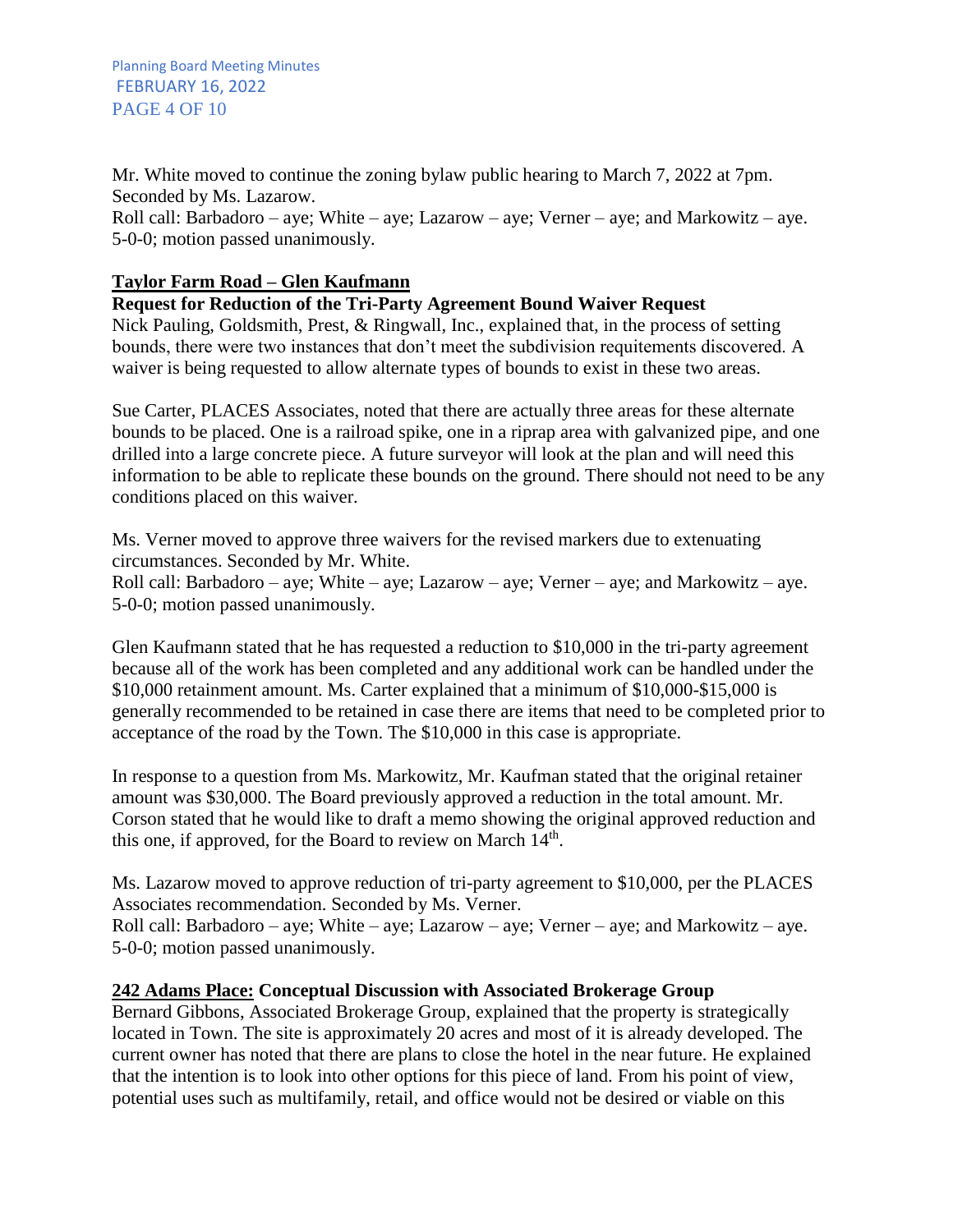Mr. White moved to continue the zoning bylaw public hearing to March 7, 2022 at 7pm. Seconded by Ms. Lazarow.
Roll call: Barbadoro – aye; White – aye; Lazarow – aye; Verner – aye; and Markowitz – aye. 5-0-0; motion passed unanimously.

**Taylor Farm Road – Glen Kaufmann**

**Request for Reduction of the Tri-Party Agreement Bound Waiver Request**

Nick Pauling, Goldsmith, Prest, & Ringwall, Inc., explained that, in the process of setting bounds, there were two instances that don't meet the subdivision requitements discovered. A waiver is being requested to allow alternate types of bounds to exist in these two areas.

Sue Carter, PLACES Associates, noted that there are actually three areas for these alternate bounds to be placed. One is a railroad spike, one in a riprap area with galvanized pipe, and one drilled into a large concrete piece. A future surveyor will look at the plan and will need this information to be able to replicate these bounds on the ground. There should not need to be any conditions placed on this waiver.

Ms. Verner moved to approve three waivers for the revised markers due to extenuating circumstances. Seconded by Mr. White.
Roll call: Barbadoro – aye; White – aye; Lazarow – aye; Verner – aye; and Markowitz – aye. 5-0-0; motion passed unanimously.

Glen Kaufmann stated that he has requested a reduction to $10,000 in the tri-party agreement because all of the work has been completed and any additional work can be handled under the $10,000 retainment amount. Ms. Carter explained that a minimum of $10,000-$15,000 is generally recommended to be retained in case there are items that need to be completed prior to acceptance of the road by the Town. The $10,000 in this case is appropriate.

In response to a question from Ms. Markowitz, Mr. Kaufman stated that the original retainer amount was $30,000. The Board previously approved a reduction in the total amount. Mr. Corson stated that he would like to draft a memo showing the original approved reduction and this one, if approved, for the Board to review on March 14th.

Ms. Lazarow moved to approve reduction of tri-party agreement to $10,000, per the PLACES Associates recommendation. Seconded by Ms. Verner.
Roll call: Barbadoro – aye; White – aye; Lazarow – aye; Verner – aye; and Markowitz – aye. 5-0-0; motion passed unanimously.

**242 Adams Place: Conceptual Discussion with Associated Brokerage Group**

Bernard Gibbons, Associated Brokerage Group, explained that the property is strategically located in Town. The site is approximately 20 acres and most of it is already developed. The current owner has noted that there are plans to close the hotel in the near future. He explained that the intention is to look into other options for this piece of land. From his point of view, potential uses such as multifamily, retail, and office would not be desired or viable on this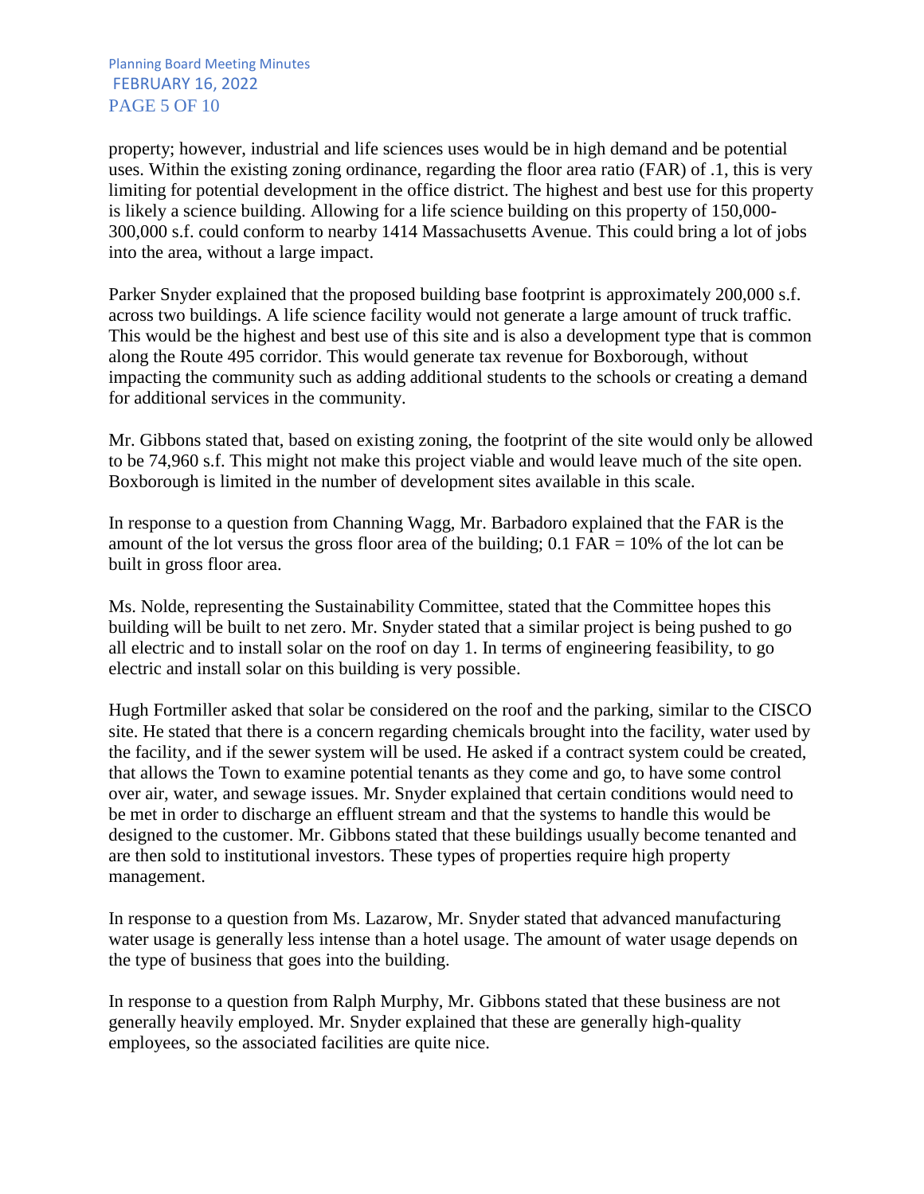property; however, industrial and life sciences uses would be in high demand and be potential uses. Within the existing zoning ordinance, regarding the floor area ratio (FAR) of .1, this is very limiting for potential development in the office district. The highest and best use for this property is likely a science building. Allowing for a life science building on this property of 150,000-300,000 s.f. could conform to nearby 1414 Massachusetts Avenue. This could bring a lot of jobs into the area, without a large impact.

Parker Snyder explained that the proposed building base footprint is approximately 200,000 s.f. across two buildings. A life science facility would not generate a large amount of truck traffic. This would be the highest and best use of this site and is also a development type that is common along the Route 495 corridor. This would generate tax revenue for Boxborough, without impacting the community such as adding additional students to the schools or creating a demand for additional services in the community.

Mr. Gibbons stated that, based on existing zoning, the footprint of the site would only be allowed to be 74,960 s.f. This might not make this project viable and would leave much of the site open. Boxborough is limited in the number of development sites available in this scale.

In response to a question from Channing Wagg, Mr. Barbadoro explained that the FAR is the amount of the lot versus the gross floor area of the building; 0.1 FAR = 10% of the lot can be built in gross floor area.

Ms. Nolde, representing the Sustainability Committee, stated that the Committee hopes this building will be built to net zero. Mr. Snyder stated that a similar project is being pushed to go all electric and to install solar on the roof on day 1. In terms of engineering feasibility, to go electric and install solar on this building is very possible.

Hugh Fortmiller asked that solar be considered on the roof and the parking, similar to the CISCO site. He stated that there is a concern regarding chemicals brought into the facility, water used by the facility, and if the sewer system will be used. He asked if a contract system could be created, that allows the Town to examine potential tenants as they come and go, to have some control over air, water, and sewage issues. Mr. Snyder explained that certain conditions would need to be met in order to discharge an effluent stream and that the systems to handle this would be designed to the customer. Mr. Gibbons stated that these buildings usually become tenanted and are then sold to institutional investors. These types of properties require high property management.

In response to a question from Ms. Lazarow, Mr. Snyder stated that advanced manufacturing water usage is generally less intense than a hotel usage. The amount of water usage depends on the type of business that goes into the building.

In response to a question from Ralph Murphy, Mr. Gibbons stated that these business are not generally heavily employed. Mr. Snyder explained that these are generally high-quality employees, so the associated facilities are quite nice.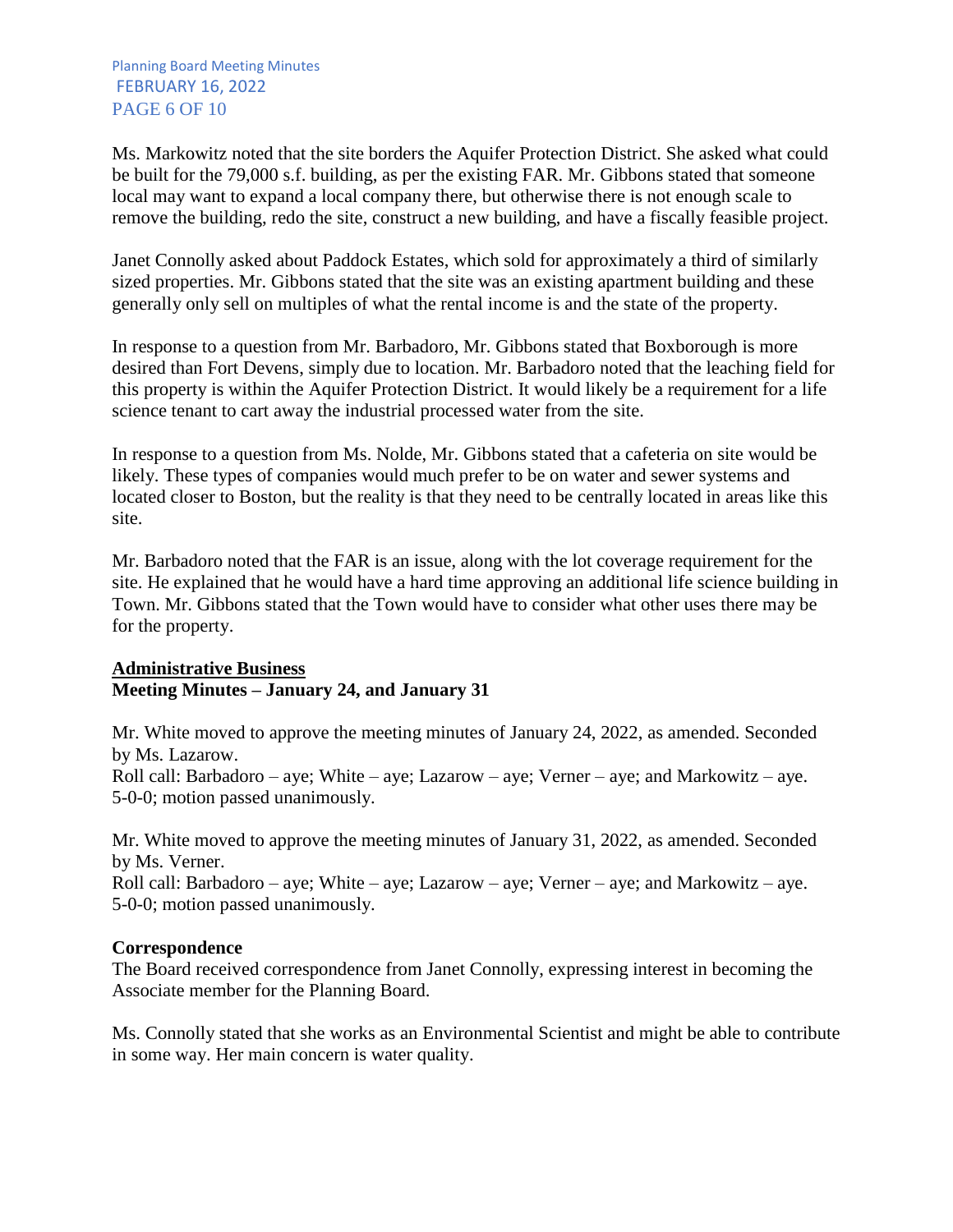Ms. Markowitz noted that the site borders the Aquifer Protection District. She asked what could be built for the 79,000 s.f. building, as per the existing FAR. Mr. Gibbons stated that someone local may want to expand a local company there, but otherwise there is not enough scale to remove the building, redo the site, construct a new building, and have a fiscally feasible project.

Janet Connolly asked about Paddock Estates, which sold for approximately a third of similarly sized properties. Mr. Gibbons stated that the site was an existing apartment building and these generally only sell on multiples of what the rental income is and the state of the property.

In response to a question from Mr. Barbadoro, Mr. Gibbons stated that Boxborough is more desired than Fort Devens, simply due to location. Mr. Barbadoro noted that the leaching field for this property is within the Aquifer Protection District. It would likely be a requirement for a life science tenant to cart away the industrial processed water from the site.

In response to a question from Ms. Nolde, Mr. Gibbons stated that a cafeteria on site would be likely. These types of companies would much prefer to be on water and sewer systems and located closer to Boston, but the reality is that they need to be centrally located in areas like this site.

Mr. Barbadoro noted that the FAR is an issue, along with the lot coverage requirement for the site. He explained that he would have a hard time approving an additional life science building in Town. Mr. Gibbons stated that the Town would have to consider what other uses there may be for the property.

## Administrative Business

**Meeting Minutes – January 24, and January 31**

Mr. White moved to approve the meeting minutes of January 24, 2022, as amended. Seconded by Ms. Lazarow.
Roll call: Barbadoro – aye; White – aye; Lazarow – aye; Verner – aye; and Markowitz – aye.
5-0-0; motion passed unanimously.

Mr. White moved to approve the meeting minutes of January 31, 2022, as amended. Seconded by Ms. Verner.
Roll call: Barbadoro – aye; White – aye; Lazarow – aye; Verner – aye; and Markowitz – aye.
5-0-0; motion passed unanimously.

**Correspondence**

The Board received correspondence from Janet Connolly, expressing interest in becoming the Associate member for the Planning Board.

Ms. Connolly stated that she works as an Environmental Scientist and might be able to contribute in some way. Her main concern is water quality.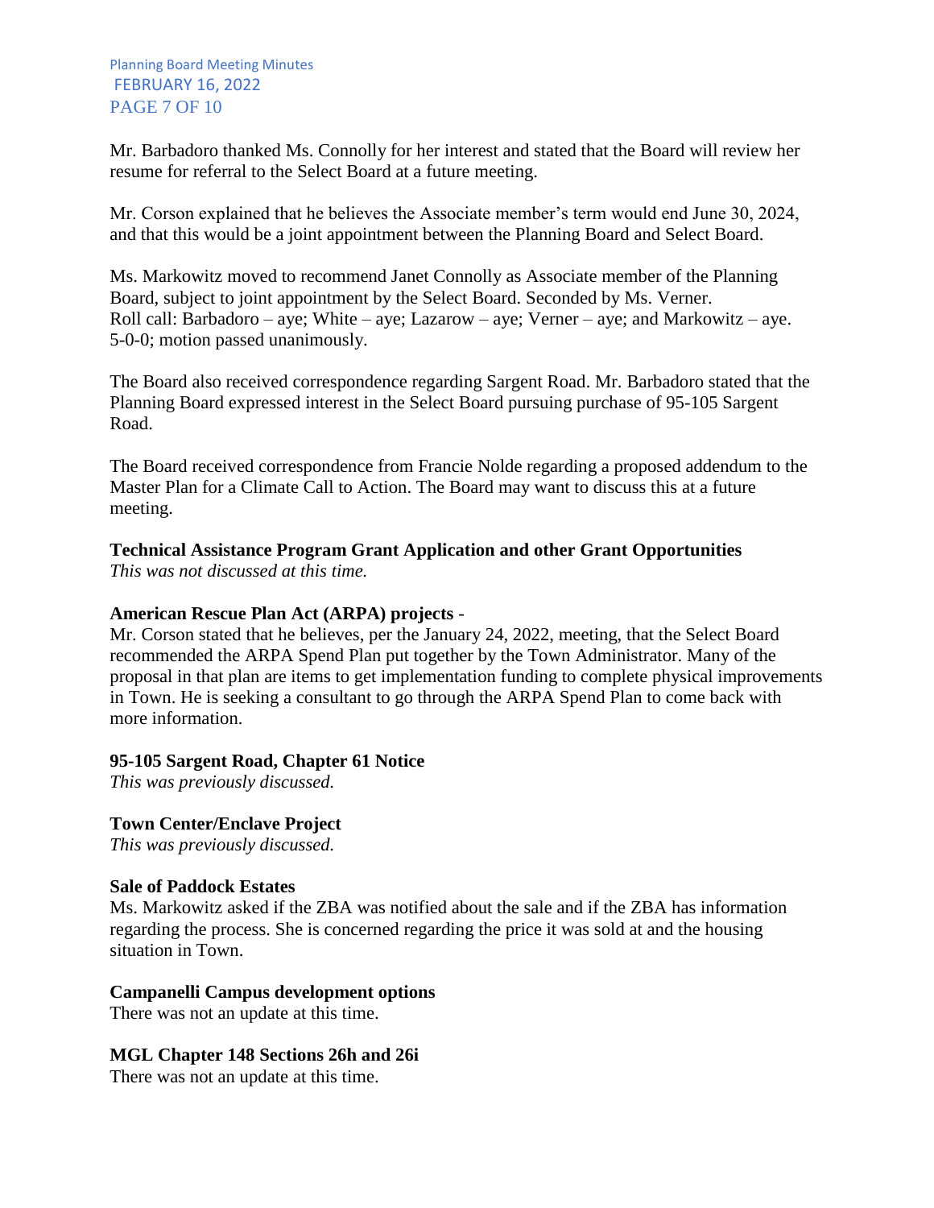Mr. Barbadoro thanked Ms. Connolly for her interest and stated that the Board will review her resume for referral to the Select Board at a future meeting.

Mr. Corson explained that he believes the Associate member's term would end June 30, 2024, and that this would be a joint appointment between the Planning Board and Select Board.

Ms. Markowitz moved to recommend Janet Connolly as Associate member of the Planning Board, subject to joint appointment by the Select Board. Seconded by Ms. Verner.
Roll call: Barbadoro – aye; White – aye; Lazarow – aye; Verner – aye; and Markowitz – aye.
5-0-0; motion passed unanimously.

The Board also received correspondence regarding Sargent Road. Mr. Barbadoro stated that the Planning Board expressed interest in the Select Board pursuing purchase of 95-105 Sargent Road.

The Board received correspondence from Francie Nolde regarding a proposed addendum to the Master Plan for a Climate Call to Action. The Board may want to discuss this at a future meeting.

**Technical Assistance Program Grant Application and other Grant Opportunities**
*This was not discussed at this time.*

**American Rescue Plan Act (ARPA) projects** -
Mr. Corson stated that he believes, per the January 24, 2022, meeting, that the Select Board recommended the ARPA Spend Plan put together by the Town Administrator. Many of the proposal in that plan are items to get implementation funding to complete physical improvements in Town. He is seeking a consultant to go through the ARPA Spend Plan to come back with more information.

**95-105 Sargent Road, Chapter 61 Notice**
*This was previously discussed.*

**Town Center/Enclave Project**
*This was previously discussed.*

**Sale of Paddock Estates**
Ms. Markowitz asked if the ZBA was notified about the sale and if the ZBA has information regarding the process. She is concerned regarding the price it was sold at and the housing situation in Town.

**Campanelli Campus development options**
There was not an update at this time.

**MGL Chapter 148 Sections 26h and 26i**
There was not an update at this time.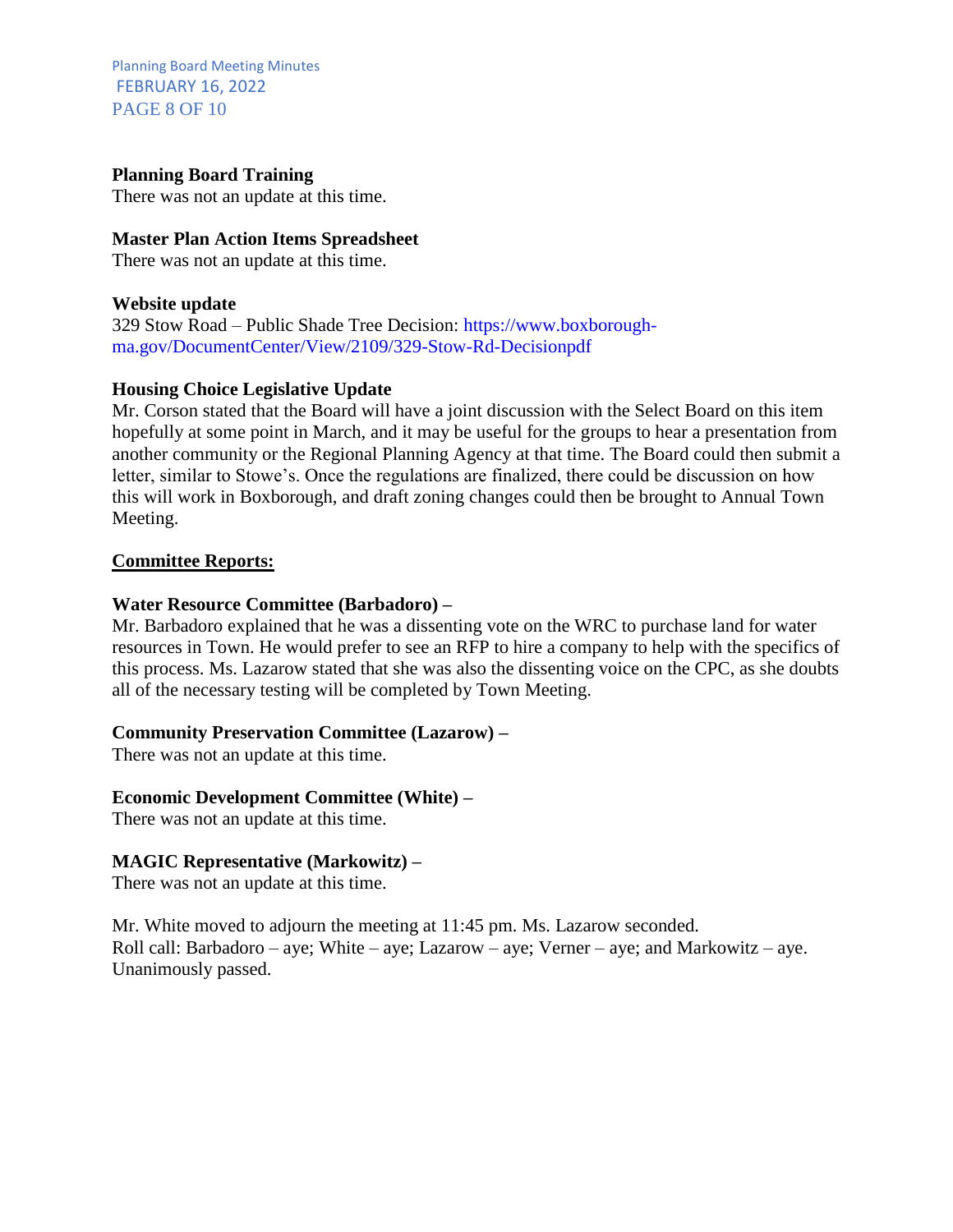**Planning Board Training**
There was not an update at this time.

**Master Plan Action Items Spreadsheet**
There was not an update at this time.

**Website update**
329 Stow Road – Public Shade Tree Decision: https://www.boxborough-ma.gov/DocumentCenter/View/2109/329-Stow-Rd-Decisionpdf

**Housing Choice Legislative Update**
Mr. Corson stated that the Board will have a joint discussion with the Select Board on this item hopefully at some point in March, and it may be useful for the groups to hear a presentation from another community or the Regional Planning Agency at that time. The Board could then submit a letter, similar to Stowe's. Once the regulations are finalized, there could be discussion on how this will work in Boxborough, and draft zoning changes could then be brought to Annual Town Meeting.

**Committee Reports:**

**Water Resource Committee (Barbadoro) –**
Mr. Barbadoro explained that he was a dissenting vote on the WRC to purchase land for water resources in Town. He would prefer to see an RFP to hire a company to help with the specifics of this process. Ms. Lazarow stated that she was also the dissenting voice on the CPC, as she doubts all of the necessary testing will be completed by Town Meeting.

**Community Preservation Committee (Lazarow) –**
There was not an update at this time.

**Economic Development Committee (White) –**
There was not an update at this time.

**MAGIC Representative (Markowitz) –**
There was not an update at this time.

Mr. White moved to adjourn the meeting at 11:45 pm. Ms. Lazarow seconded.
Roll call: Barbadoro – aye; White – aye; Lazarow – aye; Verner – aye; and Markowitz – aye.
Unanimously passed.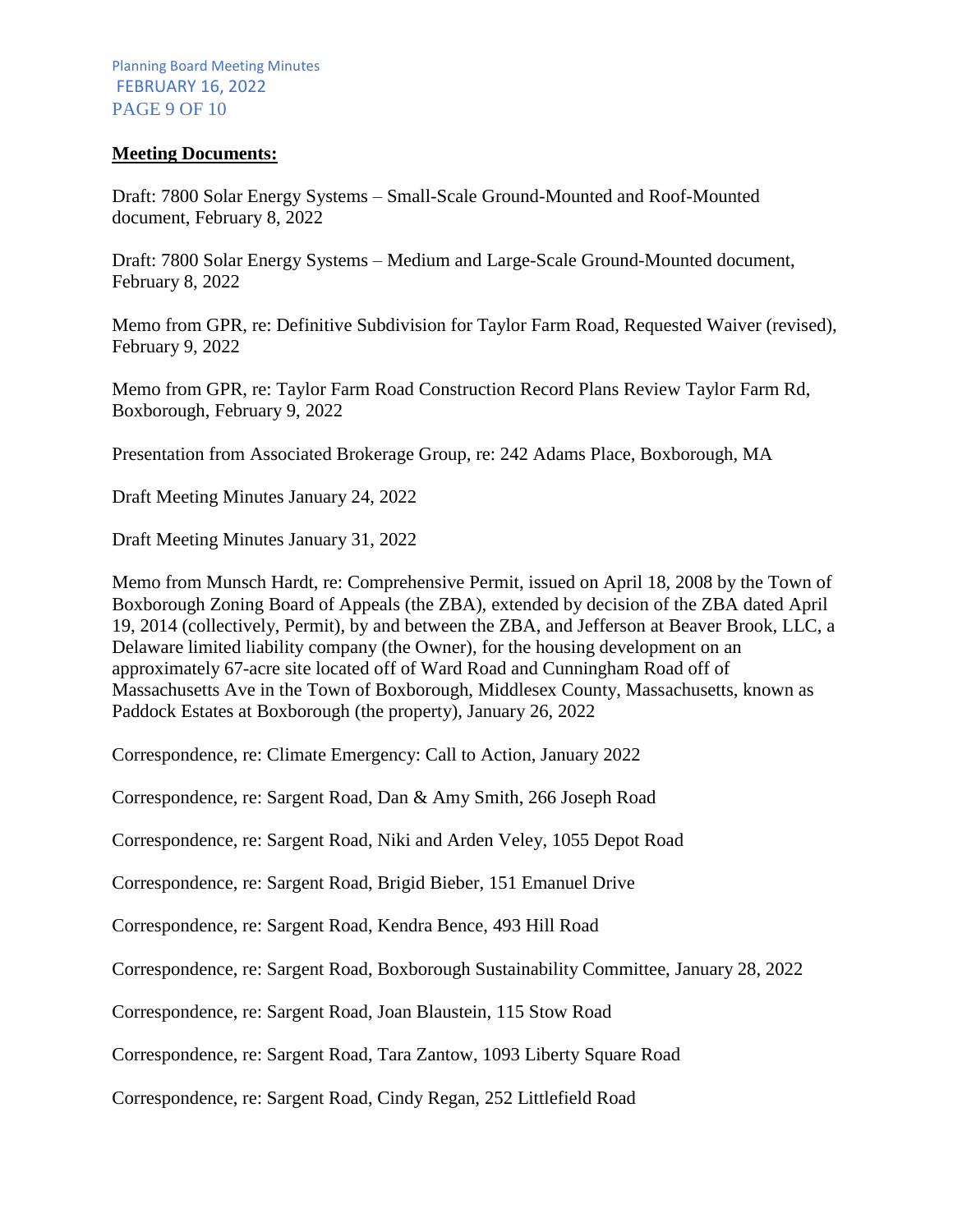**Meeting Documents:**

Draft: 7800 Solar Energy Systems – Small-Scale Ground-Mounted and Roof-Mounted document, February 8, 2022

Draft: 7800 Solar Energy Systems – Medium and Large-Scale Ground-Mounted document, February 8, 2022

Memo from GPR, re: Definitive Subdivision for Taylor Farm Road, Requested Waiver (revised), February 9, 2022

Memo from GPR, re: Taylor Farm Road Construction Record Plans Review Taylor Farm Rd, Boxborough, February 9, 2022

Presentation from Associated Brokerage Group, re: 242 Adams Place, Boxborough, MA

Draft Meeting Minutes January 24, 2022

Draft Meeting Minutes January 31, 2022

Memo from Munsch Hardt, re: Comprehensive Permit, issued on April 18, 2008 by the Town of Boxborough Zoning Board of Appeals (the ZBA), extended by decision of the ZBA dated April 19, 2014 (collectively, Permit), by and between the ZBA, and Jefferson at Beaver Brook, LLC, a Delaware limited liability company (the Owner), for the housing development on an approximately 67-acre site located off of Ward Road and Cunningham Road off of Massachusetts Ave in the Town of Boxborough, Middlesex County, Massachusetts, known as Paddock Estates at Boxborough (the property), January 26, 2022

Correspondence, re: Climate Emergency: Call to Action, January 2022

Correspondence, re: Sargent Road, Dan & Amy Smith, 266 Joseph Road

Correspondence, re: Sargent Road, Niki and Arden Veley, 1055 Depot Road

Correspondence, re: Sargent Road, Brigid Bieber, 151 Emanuel Drive

Correspondence, re: Sargent Road, Kendra Bence, 493 Hill Road

Correspondence, re: Sargent Road, Boxborough Sustainability Committee, January 28, 2022

Correspondence, re: Sargent Road, Joan Blaustein, 115 Stow Road

Correspondence, re: Sargent Road, Tara Zantow, 1093 Liberty Square Road

Correspondence, re: Sargent Road, Cindy Regan, 252 Littlefield Road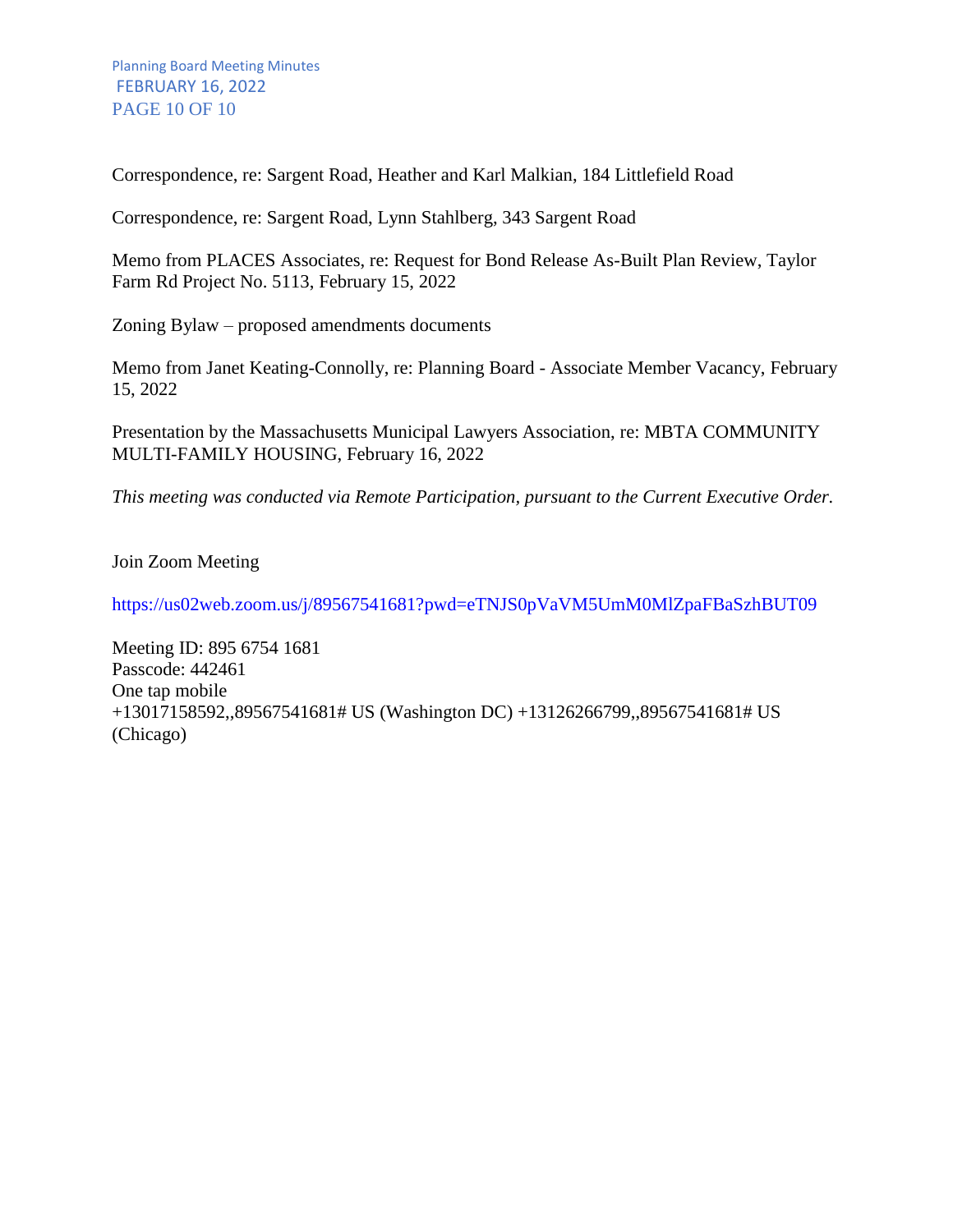Correspondence, re: Sargent Road, Heather and Karl Malkian, 184 Littlefield Road

Correspondence, re: Sargent Road, Lynn Stahlberg, 343 Sargent Road

Memo from PLACES Associates, re: Request for Bond Release As-Built Plan Review, Taylor Farm Rd Project No. 5113, February 15, 2022

Zoning Bylaw – proposed amendments documents

Memo from Janet Keating-Connolly, re: Planning Board - Associate Member Vacancy, February 15, 2022

Presentation by the Massachusetts Municipal Lawyers Association, re: MBTA COMMUNITY MULTI-FAMILY HOUSING, February 16, 2022

*This meeting was conducted via Remote Participation, pursuant to the Current Executive Order.*

Join Zoom Meeting

https://us02web.zoom.us/j/89567541681?pwd=eTNJS0pVaVM5UmM0MlZpaFBaSzhBUT09

Meeting ID: 895 6754 1681
Passcode: 442461
One tap mobile
+13017158592,,89567541681# US (Washington DC) +13126266799,,89567541681# US (Chicago)